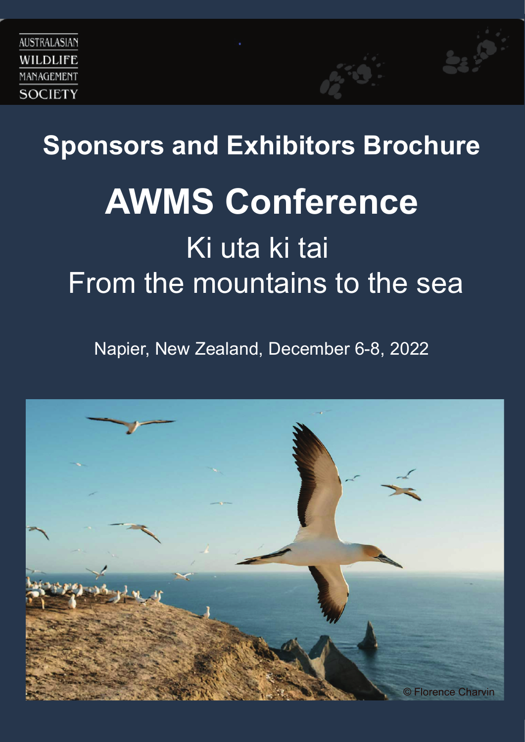AUSTRALASIAN
WILDLIFE
MANAGEMENT
SOCIETY

# Sponsors and Exhibitors Brochure

# AWMS Conference

## Ki uta ki tai
## From the mountains to the sea

Napier, New Zealand, December 6-8, 2022

© Florence Charvin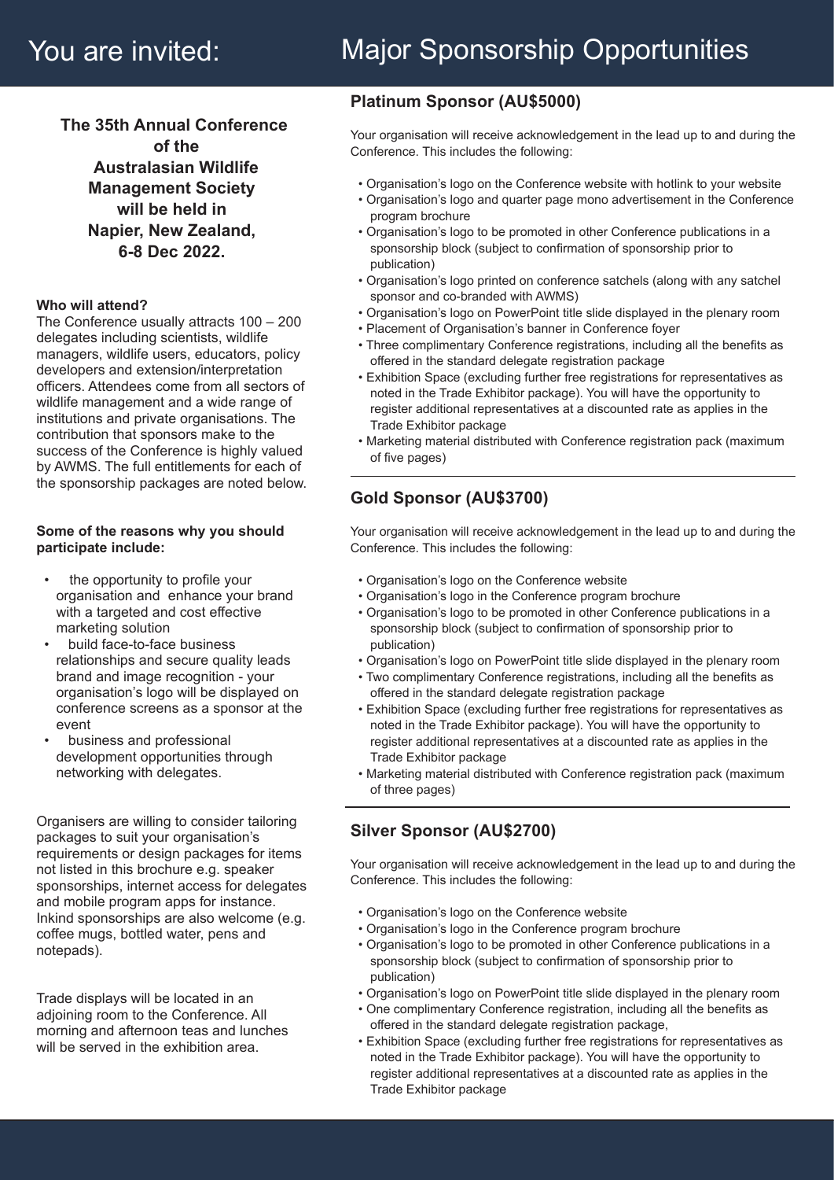# You are invited:

**The 35th Annual Conference of the Australasian Wildlife Management Society will be held in Napier, New Zealand, 6-8 Dec 2022.**

**Who will attend?**

The Conference usually attracts 100 – 200 delegates including scientists, wildlife managers, wildlife users, educators, policy developers and extension/interpretation officers. Attendees come from all sectors of wildlife management and a wide range of institutions and private organisations. The contribution that sponsors make to the success of the Conference is highly valued by AWMS. The full entitlements for each of the sponsorship packages are noted below.

**Some of the reasons why you should participate include:**

- the opportunity to profile your organisation and enhance your brand with a targeted and cost effective marketing solution
- build face-to-face business relationships and secure quality leads brand and image recognition - your organisation's logo will be displayed on conference screens as a sponsor at the event
- business and professional development opportunities through networking with delegates.

Organisers are willing to consider tailoring packages to suit your organisation's requirements or design packages for items not listed in this brochure e.g. speaker sponsorships, internet access for delegates and mobile program apps for instance. Inkind sponsorships are also welcome (e.g. coffee mugs, bottled water, pens and notepads).

Trade displays will be located in an adjoining room to the Conference. All morning and afternoon teas and lunches will be served in the exhibition area.

# Major Sponsorship Opportunities

## Platinum Sponsor (AU$5000)

Your organisation will receive acknowledgement in the lead up to and during the Conference. This includes the following:

- Organisation's logo on the Conference website with hotlink to your website
- Organisation's logo and quarter page mono advertisement in the Conference program brochure
- Organisation's logo to be promoted in other Conference publications in a sponsorship block (subject to confirmation of sponsorship prior to publication)
- Organisation's logo printed on conference satchels (along with any satchel sponsor and co-branded with AWMS)
- Organisation's logo on PowerPoint title slide displayed in the plenary room
- Placement of Organisation's banner in Conference foyer
- Three complimentary Conference registrations, including all the benefits as offered in the standard delegate registration package
- Exhibition Space (excluding further free registrations for representatives as noted in the Trade Exhibitor package). You will have the opportunity to register additional representatives at a discounted rate as applies in the Trade Exhibitor package
- Marketing material distributed with Conference registration pack (maximum of five pages)

## Gold Sponsor (AU$3700)

Your organisation will receive acknowledgement in the lead up to and during the Conference. This includes the following:

- Organisation's logo on the Conference website
- Organisation's logo in the Conference program brochure
- Organisation's logo to be promoted in other Conference publications in a sponsorship block (subject to confirmation of sponsorship prior to publication)
- Organisation's logo on PowerPoint title slide displayed in the plenary room
- Two complimentary Conference registrations, including all the benefits as offered in the standard delegate registration package
- Exhibition Space (excluding further free registrations for representatives as noted in the Trade Exhibitor package). You will have the opportunity to register additional representatives at a discounted rate as applies in the Trade Exhibitor package
- Marketing material distributed with Conference registration pack (maximum of three pages)

## Silver Sponsor (AU$2700)

Your organisation will receive acknowledgement in the lead up to and during the Conference. This includes the following:

- Organisation's logo on the Conference website
- Organisation's logo in the Conference program brochure
- Organisation's logo to be promoted in other Conference publications in a sponsorship block (subject to confirmation of sponsorship prior to publication)
- Organisation's logo on PowerPoint title slide displayed in the plenary room
- One complimentary Conference registration, including all the benefits as offered in the standard delegate registration package,
- Exhibition Space (excluding further free registrations for representatives as noted in the Trade Exhibitor package). You will have the opportunity to register additional representatives at a discounted rate as applies in the Trade Exhibitor package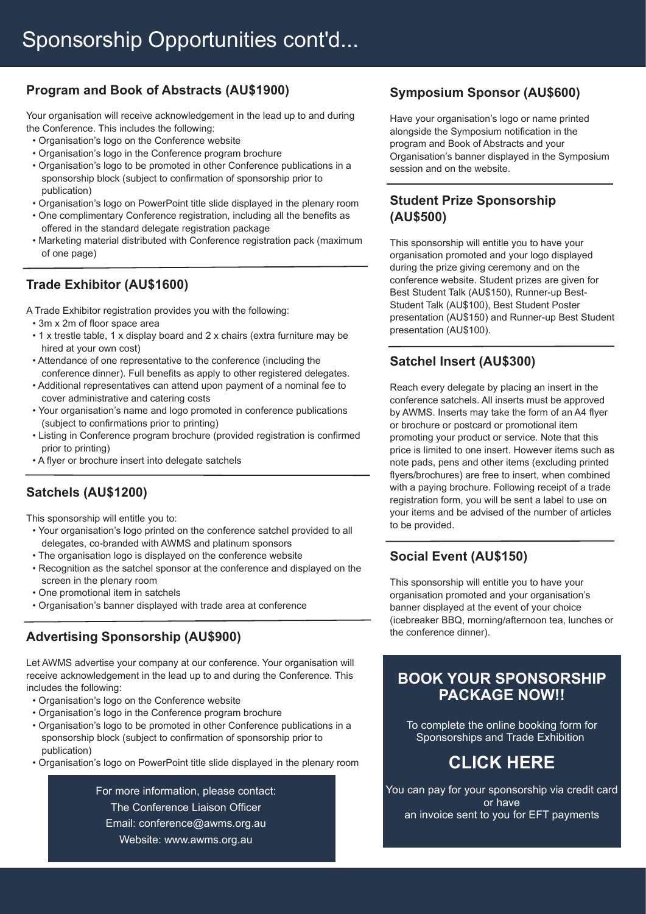# Sponsorship Opportunities cont'd...

## Program and Book of Abstracts (AU$1900)

Your organisation will receive acknowledgement in the lead up to and during the Conference. This includes the following:

- Organisation's logo on the Conference website
- Organisation's logo in the Conference program brochure
- Organisation's logo to be promoted in other Conference publications in a sponsorship block (subject to confirmation of sponsorship prior to publication)
- Organisation's logo on PowerPoint title slide displayed in the plenary room
- One complimentary Conference registration, including all the benefits as offered in the standard delegate registration package
- Marketing material distributed with Conference registration pack (maximum of one page)

## Trade Exhibitor (AU$1600)

A Trade Exhibitor registration provides you with the following:

- 3m x 2m of floor space area
- 1 x trestle table, 1 x display board and 2 x chairs (extra furniture may be hired at your own cost)
- Attendance of one representative to the conference (including the conference dinner). Full benefits as apply to other registered delegates.
- Additional representatives can attend upon payment of a nominal fee to cover administrative and catering costs
- Your organisation's name and logo promoted in conference publications (subject to confirmations prior to printing)
- Listing in Conference program brochure (provided registration is confirmed prior to printing)
- A flyer or brochure insert into delegate satchels

## Satchels (AU$1200)

This sponsorship will entitle you to:

- Your organisation's logo printed on the conference satchel provided to all delegates, co-branded with AWMS and platinum sponsors
- The organisation logo is displayed on the conference website
- Recognition as the satchel sponsor at the conference and displayed on the screen in the plenary room
- One promotional item in satchels
- Organisation's banner displayed with trade area at conference

## Advertising Sponsorship (AU$900)

Let AWMS advertise your company at our conference. Your organisation will receive acknowledgement in the lead up to and during the Conference. This includes the following:

- Organisation's logo on the Conference website
- Organisation's logo in the Conference program brochure
- Organisation's logo to be promoted in other Conference publications in a sponsorship block (subject to confirmation of sponsorship prior to publication)
- Organisation's logo on PowerPoint title slide displayed in the plenary room

For more information, please contact:
The Conference Liaison Officer
Email: conference@awms.org.au
Website: www.awms.org.au

## Symposium Sponsor (AU$600)

Have your organisation's logo or name printed alongside the Symposium notification in the program and Book of Abstracts and your Organisation's banner displayed in the Symposium session and on the website.

## Student Prize Sponsorship (AU$500)

This sponsorship will entitle you to have your organisation promoted and your logo displayed during the prize giving ceremony and on the conference website. Student prizes are given for Best Student Talk (AU$150), Runner-up Best-Student Talk (AU$100), Best Student Poster presentation (AU$150) and Runner-up Best Student presentation (AU$100).

## Satchel Insert (AU$300)

Reach every delegate by placing an insert in the conference satchels. All inserts must be approved by AWMS. Inserts may take the form of an A4 flyer or brochure or postcard or promotional item promoting your product or service. Note that this price is limited to one insert. However items such as note pads, pens and other items (excluding printed flyers/brochures) are free to insert, when combined with a paying brochure. Following receipt of a trade registration form, you will be sent a label to use on your items and be advised of the number of articles to be provided.

## Social Event (AU$150)

This sponsorship will entitle you to have your organisation promoted and your organisation's banner displayed at the event of your choice (icebreaker BBQ, morning/afternoon tea, lunches or the conference dinner).

## BOOK YOUR SPONSORSHIP PACKAGE NOW!!

To complete the online booking form for Sponsorships and Trade Exhibition

## CLICK HERE

You can pay for your sponsorship via credit card or have an invoice sent to you for EFT payments